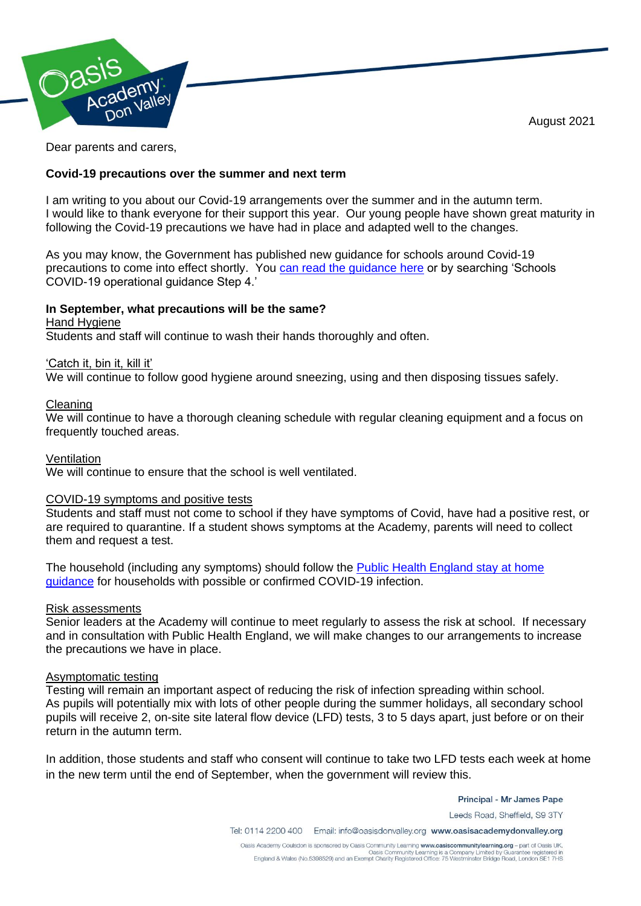August 2021

Dear parents and carers,

**Covid-19 precautions over the summer and next term**

I am writing to you about our Covid-19 arrangements over the summer and in the autumn term. I would like to thank everyone for their support this year. Our young people have shown great maturity in following the Covid-19 precautions we have had in place and adapted well to the changes.

As you may know, the Government has published new guidance for schools around Covid-19 precautions to come into effect shortly. You [can read the guidance here]() or by searching 'Schools COVID-19 operational guidance Step 4.'

**In September, what precautions will be the same?**

Hand Hygiene

Students and staff will continue to wash their hands thoroughly and often.

'Catch it, bin it, kill it'

We will continue to follow good hygiene around sneezing, using and then disposing tissues safely.

Cleaning

We will continue to have a thorough cleaning schedule with regular cleaning equipment and a focus on frequently touched areas.

Ventilation

We will continue to ensure that the school is well ventilated.

COVID-19 symptoms and positive tests

Students and staff must not come to school if they have symptoms of Covid, have had a positive rest, or are required to quarantine. If a student shows symptoms at the Academy, parents will need to collect them and request a test.

The household (including any symptoms) should follow the [Public Health England stay at home guidance]() for households with possible or confirmed COVID-19 infection.

Risk assessments

Senior leaders at the Academy will continue to meet regularly to assess the risk at school. If necessary and in consultation with Public Health England, we will make changes to our arrangements to increase the precautions we have in place.

Asymptomatic testing

Testing will remain an important aspect of reducing the risk of infection spreading within school. As pupils will potentially mix with lots of other people during the summer holidays, all secondary school pupils will receive 2, on-site site lateral flow device (LFD) tests, 3 to 5 days apart, just before or on their return in the autumn term.

In addition, those students and staff who consent will continue to take two LFD tests each week at home in the new term until the end of September, when the government will review this.

Principal - Mr James Pape

Leeds Road, Sheffield, S9 3TY

Tel: 0114 2200 400 Email: info@oasisdonvalley.org www.oasisacademydonvalley.org

Oasis Academy Coulsdon is sponsored by Oasis Community Learning www.oasiscommunitylearning.org – part of Oasis UK. Oasis Community Learning is a Company Limited by Guarantee registered in England & Wales (No.5398529) and an Exempt Charity Registered Office: 75 Westminster Bridge Road, London SE1 7HS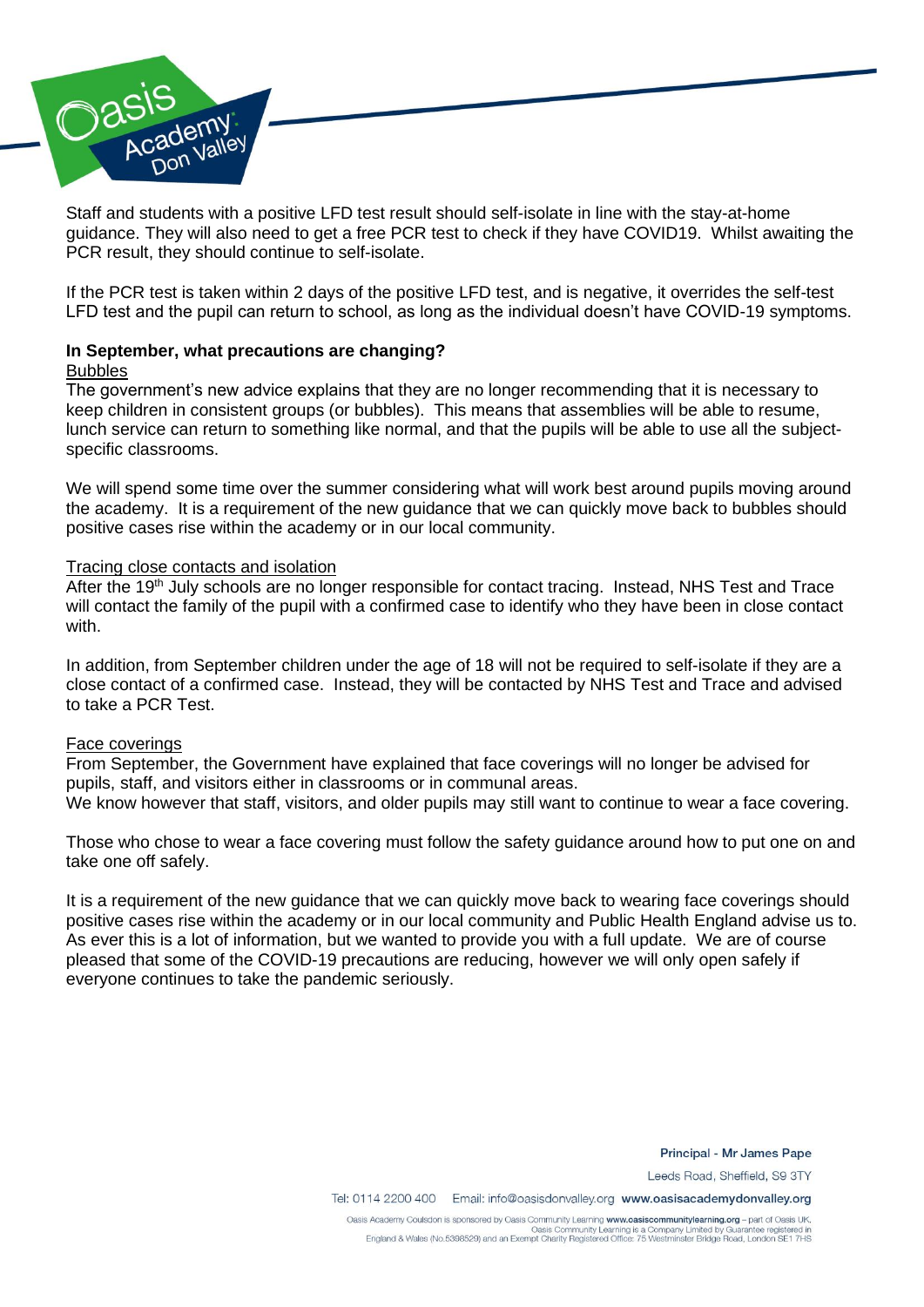Staff and students with a positive LFD test result should self-isolate in line with the stay-at-home guidance. They will also need to get a free PCR test to check if they have COVID19. Whilst awaiting the PCR result, they should continue to self-isolate.

If the PCR test is taken within 2 days of the positive LFD test, and is negative, it overrides the self-test LFD test and the pupil can return to school, as long as the individual doesn't have COVID-19 symptoms.

**In September, what precautions are changing?**

Bubbles

The government's new advice explains that they are no longer recommending that it is necessary to keep children in consistent groups (or bubbles). This means that assemblies will be able to resume, lunch service can return to something like normal, and that the pupils will be able to use all the subject-specific classrooms.

We will spend some time over the summer considering what will work best around pupils moving around the academy. It is a requirement of the new guidance that we can quickly move back to bubbles should positive cases rise within the academy or in our local community.

Tracing close contacts and isolation

After the 19th July schools are no longer responsible for contact tracing. Instead, NHS Test and Trace will contact the family of the pupil with a confirmed case to identify who they have been in close contact with.

In addition, from September children under the age of 18 will not be required to self-isolate if they are a close contact of a confirmed case. Instead, they will be contacted by NHS Test and Trace and advised to take a PCR Test.

Face coverings

From September, the Government have explained that face coverings will no longer be advised for pupils, staff, and visitors either in classrooms or in communal areas.
We know however that staff, visitors, and older pupils may still want to continue to wear a face covering.

Those who chose to wear a face covering must follow the safety guidance around how to put one on and take one off safely.

It is a requirement of the new guidance that we can quickly move back to wearing face coverings should positive cases rise within the academy or in our local community and Public Health England advise us to.
As ever this is a lot of information, but we wanted to provide you with a full update. We are of course pleased that some of the COVID-19 precautions are reducing, however we will only open safely if everyone continues to take the pandemic seriously.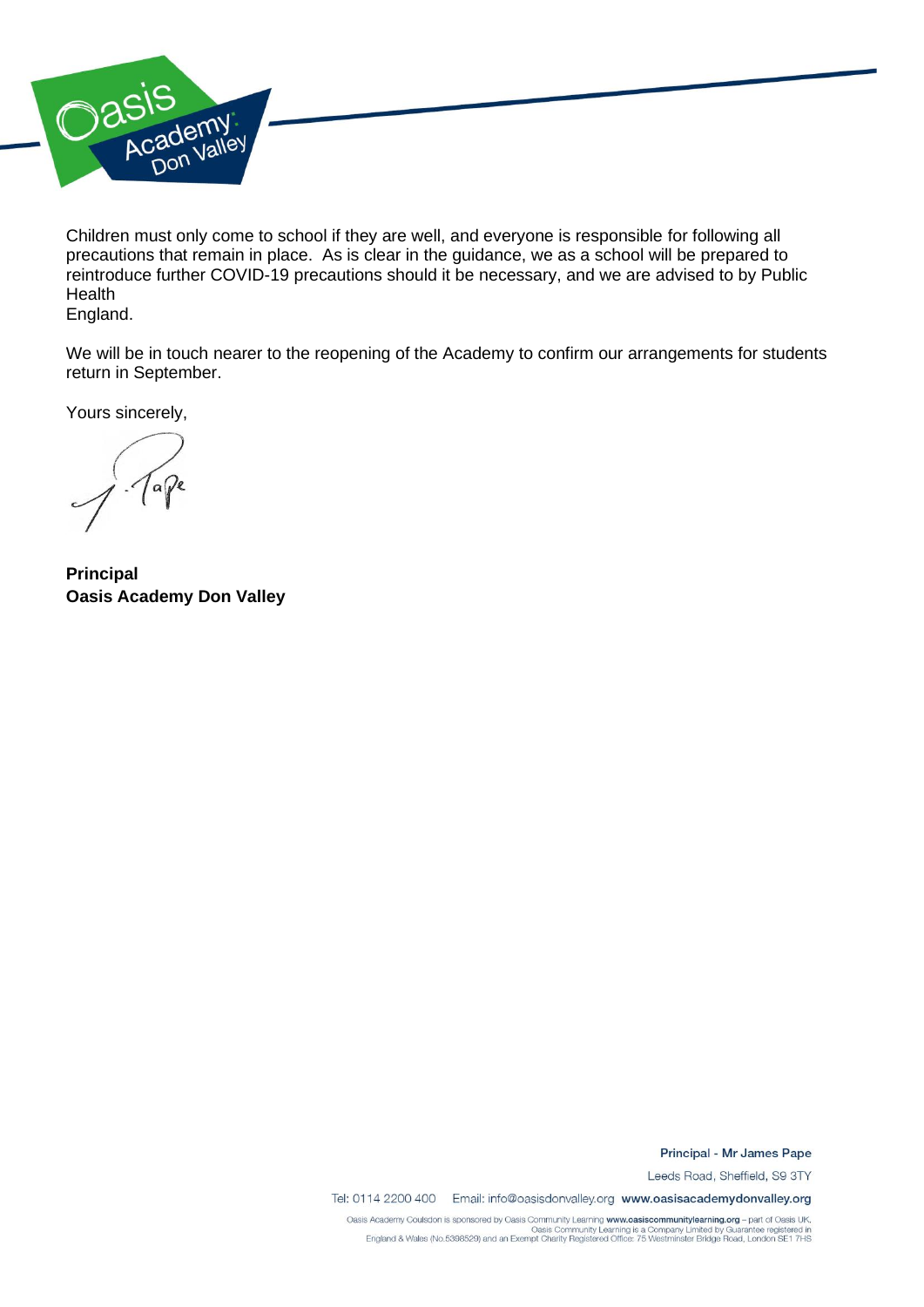Children must only come to school if they are well, and everyone is responsible for following all precautions that remain in place. As is clear in the guidance, we as a school will be prepared to reintroduce further COVID-19 precautions should it be necessary, and we are advised to by Public Health England.

We will be in touch nearer to the reopening of the Academy to confirm our arrangements for students return in September.

Yours sincerely,

**Principal**
**Oasis Academy Don Valley**

**Principal - Mr James Pape**

Leeds Road, Sheffield, S9 3TY

Tel: 0114 2200 400 Email: info@oasisdonvalley.org **www.oasisacademydonvalley.org**

Oasis Academy Coulsdon is sponsored by Oasis Community Learning **www.oasiscommunitylearning.org** – part of Oasis UK. Oasis Community Learning is a Company Limited by Guarantee registered in England & Wales (No.5398529) and an Exempt Charity Registered Office: 75 Westminster Bridge Road, London SE1 7HS